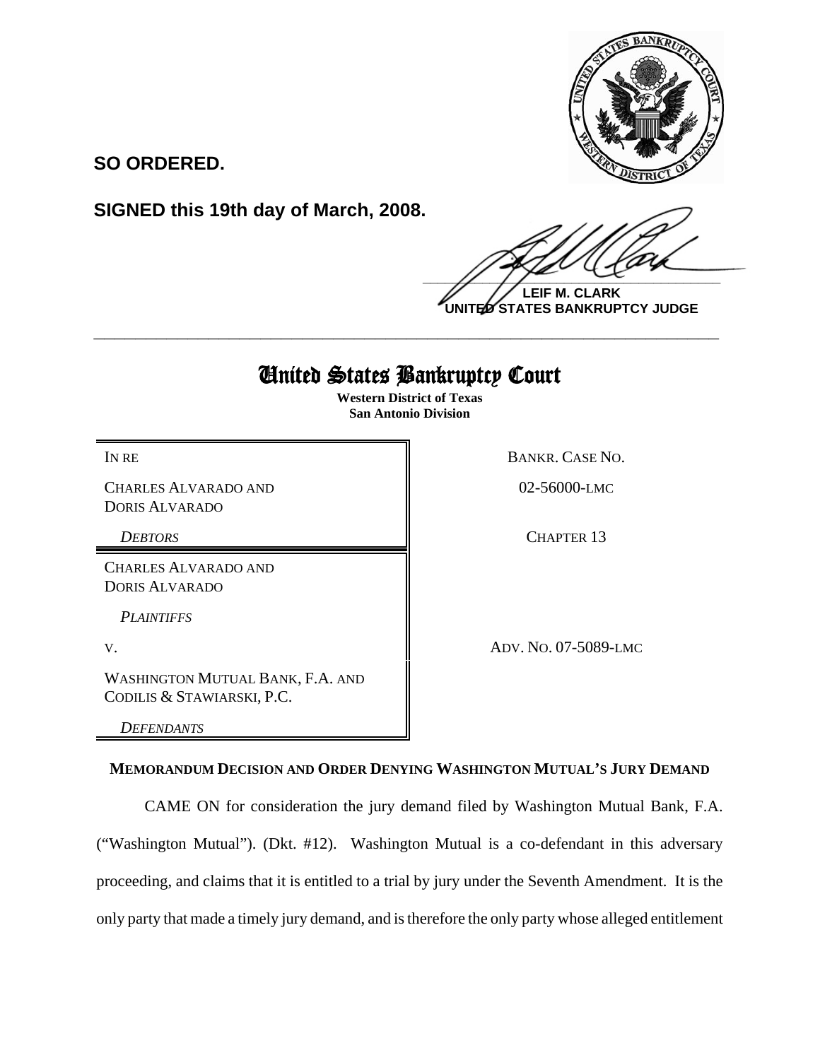**SO ORDERED.**

**SIGNED this 19th day of March, 2008.**

**LEIF M. CLARK**
**UNITED STATES BANKRUPTCY JUDGE**

---

# United States Bankruptcy Court

**Western District of Texas**
**San Antonio Division**

| | |
|---|---|
| IN RE | BANKR. CASE NO. |
| CHARLES ALVARADO AND DORIS ALVARADO | 02-56000-LMC |
| *DEBTORS* | CHAPTER 13 |
| CHARLES ALVARADO AND DORIS ALVARADO | |
| *PLAINTIFFS* | |
| V. | ADV. NO. 07-5089-LMC |
| WASHINGTON MUTUAL BANK, F.A. AND CODILIS & STAWIARSKI, P.C. | |
| *DEFENDANTS* | |

**MEMORANDUM DECISION AND ORDER DENYING WASHINGTON MUTUAL'S JURY DEMAND**

CAME ON for consideration the jury demand filed by Washington Mutual Bank, F.A. ("Washington Mutual"). (Dkt. #12). Washington Mutual is a co-defendant in this adversary proceeding, and claims that it is entitled to a trial by jury under the Seventh Amendment. It is the only party that made a timely jury demand, and is therefore the only party whose alleged entitlement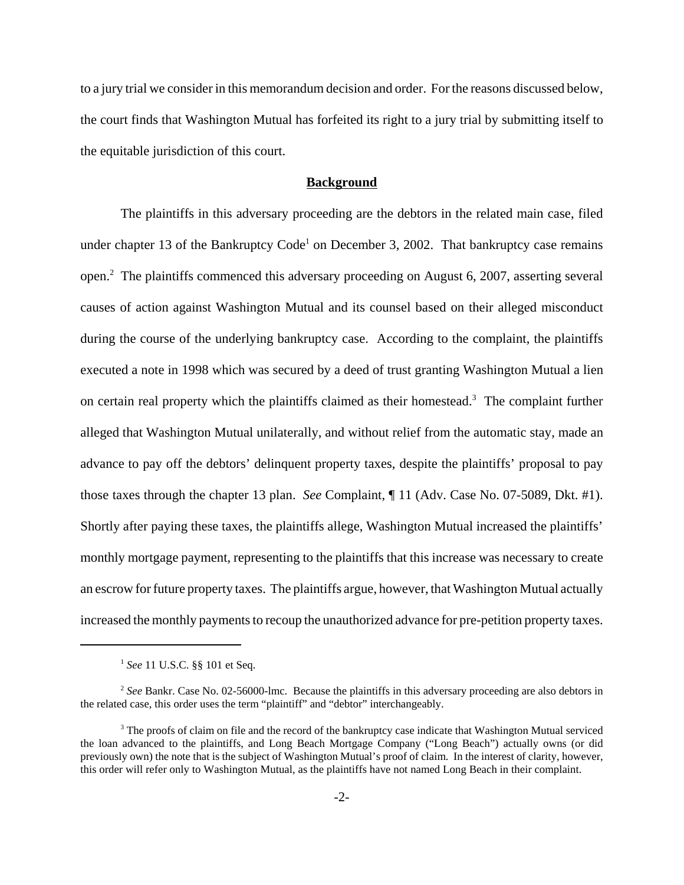to a jury trial we consider in this memorandum decision and order. For the reasons discussed below, the court finds that Washington Mutual has forfeited its right to a jury trial by submitting itself to the equitable jurisdiction of this court.

## **Background**

The plaintiffs in this adversary proceeding are the debtors in the related main case, filed under chapter 13 of the Bankruptcy Code[1] on December 3, 2002. That bankruptcy case remains open.[2] The plaintiffs commenced this adversary proceeding on August 6, 2007, asserting several causes of action against Washington Mutual and its counsel based on their alleged misconduct during the course of the underlying bankruptcy case. According to the complaint, the plaintiffs executed a note in 1998 which was secured by a deed of trust granting Washington Mutual a lien on certain real property which the plaintiffs claimed as their homestead.[3] The complaint further alleged that Washington Mutual unilaterally, and without relief from the automatic stay, made an advance to pay off the debtors' delinquent property taxes, despite the plaintiffs' proposal to pay those taxes through the chapter 13 plan. *See* Complaint, ¶ 11 (Adv. Case No. 07-5089, Dkt. #1). Shortly after paying these taxes, the plaintiffs allege, Washington Mutual increased the plaintiffs' monthly mortgage payment, representing to the plaintiffs that this increase was necessary to create an escrow for future property taxes. The plaintiffs argue, however, that Washington Mutual actually increased the monthly payments to recoup the unauthorized advance for pre-petition property taxes.

---

[1] *See* 11 U.S.C. §§ 101 et Seq.

[2] *See* Bankr. Case No. 02-56000-lmc. Because the plaintiffs in this adversary proceeding are also debtors in the related case, this order uses the term "plaintiff" and "debtor" interchangeably.

[3] The proofs of claim on file and the record of the bankruptcy case indicate that Washington Mutual serviced the loan advanced to the plaintiffs, and Long Beach Mortgage Company ("Long Beach") actually owns (or did previously own) the note that is the subject of Washington Mutual's proof of claim. In the interest of clarity, however, this order will refer only to Washington Mutual, as the plaintiffs have not named Long Beach in their complaint.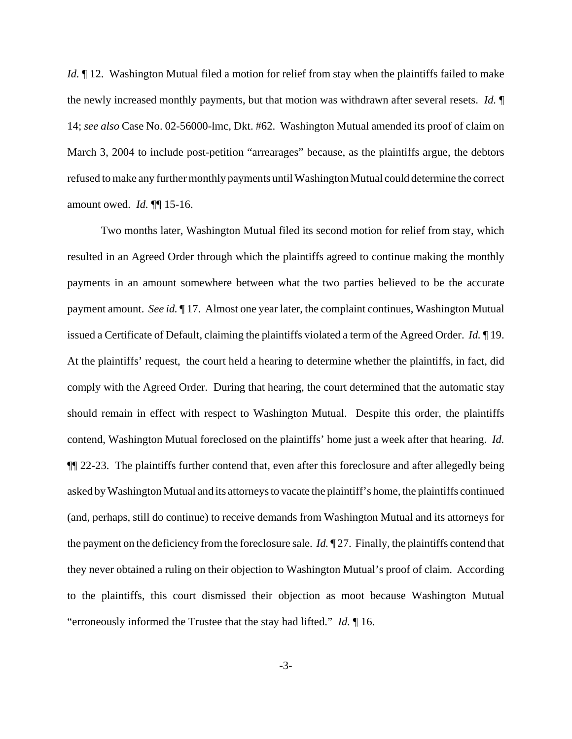*Id.* ¶ 12. Washington Mutual filed a motion for relief from stay when the plaintiffs failed to make the newly increased monthly payments, but that motion was withdrawn after several resets. *Id.* ¶ 14; *see also* Case No. 02-56000-lmc, Dkt. #62. Washington Mutual amended its proof of claim on March 3, 2004 to include post-petition "arrearages" because, as the plaintiffs argue, the debtors refused to make any further monthly payments until Washington Mutual could determine the correct amount owed. *Id.* ¶¶ 15-16.

Two months later, Washington Mutual filed its second motion for relief from stay, which resulted in an Agreed Order through which the plaintiffs agreed to continue making the monthly payments in an amount somewhere between what the two parties believed to be the accurate payment amount. *See id.* ¶ 17. Almost one year later, the complaint continues, Washington Mutual issued a Certificate of Default, claiming the plaintiffs violated a term of the Agreed Order. *Id.* ¶ 19. At the plaintiffs' request, the court held a hearing to determine whether the plaintiffs, in fact, did comply with the Agreed Order. During that hearing, the court determined that the automatic stay should remain in effect with respect to Washington Mutual. Despite this order, the plaintiffs contend, Washington Mutual foreclosed on the plaintiffs' home just a week after that hearing. *Id.* ¶¶ 22-23. The plaintiffs further contend that, even after this foreclosure and after allegedly being asked by Washington Mutual and its attorneys to vacate the plaintiff's home, the plaintiffs continued (and, perhaps, still do continue) to receive demands from Washington Mutual and its attorneys for the payment on the deficiency from the foreclosure sale. *Id.* ¶ 27. Finally, the plaintiffs contend that they never obtained a ruling on their objection to Washington Mutual's proof of claim. According to the plaintiffs, this court dismissed their objection as moot because Washington Mutual "erroneously informed the Trustee that the stay had lifted." *Id.* ¶ 16.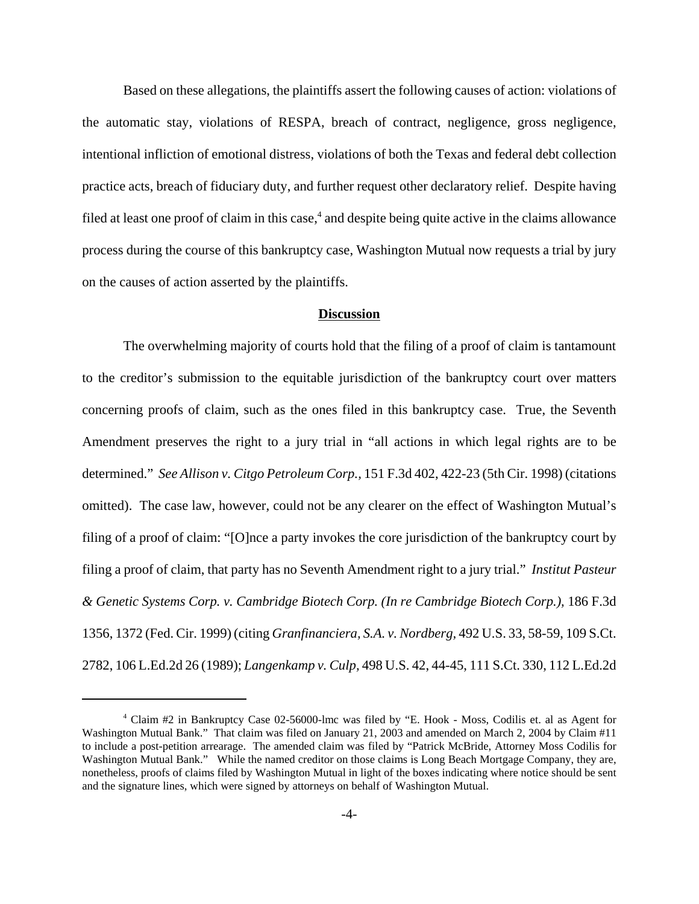Based on these allegations, the plaintiffs assert the following causes of action: violations of the automatic stay, violations of RESPA, breach of contract, negligence, gross negligence, intentional infliction of emotional distress, violations of both the Texas and federal debt collection practice acts, breach of fiduciary duty, and further request other declaratory relief. Despite having filed at least one proof of claim in this case,[4] and despite being quite active in the claims allowance process during the course of this bankruptcy case, Washington Mutual now requests a trial by jury on the causes of action asserted by the plaintiffs.

**Discussion**

The overwhelming majority of courts hold that the filing of a proof of claim is tantamount to the creditor's submission to the equitable jurisdiction of the bankruptcy court over matters concerning proofs of claim, such as the ones filed in this bankruptcy case. True, the Seventh Amendment preserves the right to a jury trial in "all actions in which legal rights are to be determined." *See Allison v. Citgo Petroleum Corp.*, 151 F.3d 402, 422-23 (5th Cir. 1998) (citations omitted). The case law, however, could not be any clearer on the effect of Washington Mutual's filing of a proof of claim: "[O]nce a party invokes the core jurisdiction of the bankruptcy court by filing a proof of claim, that party has no Seventh Amendment right to a jury trial." *Institut Pasteur & Genetic Systems Corp. v. Cambridge Biotech Corp. (In re Cambridge Biotech Corp.),* 186 F.3d 1356, 1372 (Fed. Cir. 1999) (citing *Granfinanciera, S.A. v. Nordberg,* 492 U.S. 33, 58-59, 109 S.Ct. 2782, 106 L.Ed.2d 26 (1989); *Langenkamp v. Culp,* 498 U.S. 42, 44-45, 111 S.Ct. 330, 112 L.Ed.2d

[4] Claim #2 in Bankruptcy Case 02-56000-lmc was filed by "E. Hook - Moss, Codilis et. al as Agent for Washington Mutual Bank." That claim was filed on January 21, 2003 and amended on March 2, 2004 by Claim #11 to include a post-petition arrearage. The amended claim was filed by "Patrick McBride, Attorney Moss Codilis for Washington Mutual Bank." While the named creditor on those claims is Long Beach Mortgage Company, they are, nonetheless, proofs of claims filed by Washington Mutual in light of the boxes indicating where notice should be sent and the signature lines, which were signed by attorneys on behalf of Washington Mutual.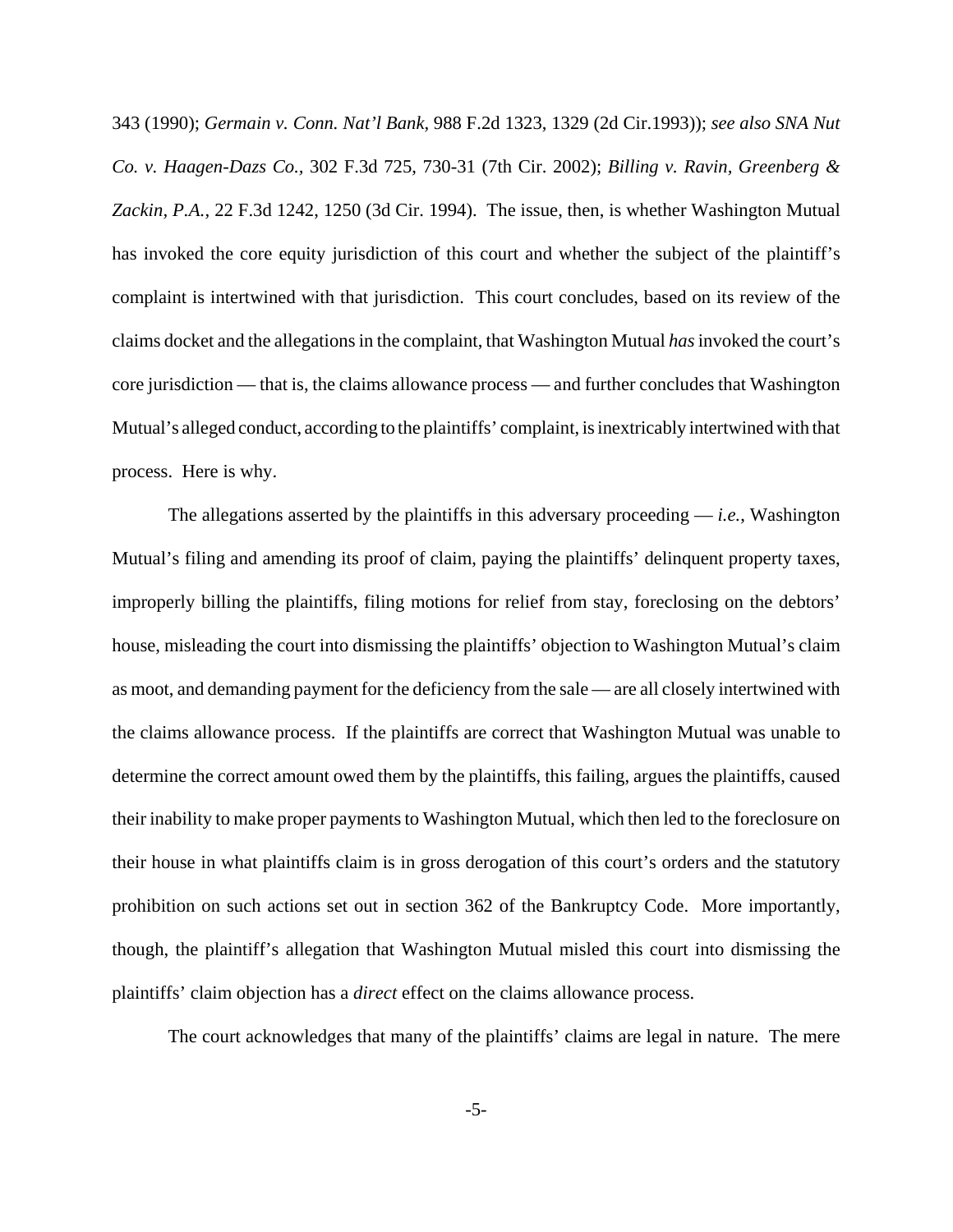343 (1990); *Germain v. Conn. Nat'l Bank*, 988 F.2d 1323, 1329 (2d Cir.1993)); *see also SNA Nut Co. v. Haagen-Dazs Co.*, 302 F.3d 725, 730-31 (7th Cir. 2002); *Billing v. Ravin, Greenberg & Zackin, P.A.*, 22 F.3d 1242, 1250 (3d Cir. 1994). The issue, then, is whether Washington Mutual has invoked the core equity jurisdiction of this court and whether the subject of the plaintiff's complaint is intertwined with that jurisdiction. This court concludes, based on its review of the claims docket and the allegations in the complaint, that Washington Mutual *has* invoked the court's core jurisdiction — that is, the claims allowance process — and further concludes that Washington Mutual's alleged conduct, according to the plaintiffs' complaint, is inextricably intertwined with that process. Here is why.

The allegations asserted by the plaintiffs in this adversary proceeding — *i.e.*, Washington Mutual's filing and amending its proof of claim, paying the plaintiffs' delinquent property taxes, improperly billing the plaintiffs, filing motions for relief from stay, foreclosing on the debtors' house, misleading the court into dismissing the plaintiffs' objection to Washington Mutual's claim as moot, and demanding payment for the deficiency from the sale — are all closely intertwined with the claims allowance process. If the plaintiffs are correct that Washington Mutual was unable to determine the correct amount owed them by the plaintiffs, this failing, argues the plaintiffs, caused their inability to make proper payments to Washington Mutual, which then led to the foreclosure on their house in what plaintiffs claim is in gross derogation of this court's orders and the statutory prohibition on such actions set out in section 362 of the Bankruptcy Code. More importantly, though, the plaintiff's allegation that Washington Mutual misled this court into dismissing the plaintiffs' claim objection has a *direct* effect on the claims allowance process.

The court acknowledges that many of the plaintiffs' claims are legal in nature. The mere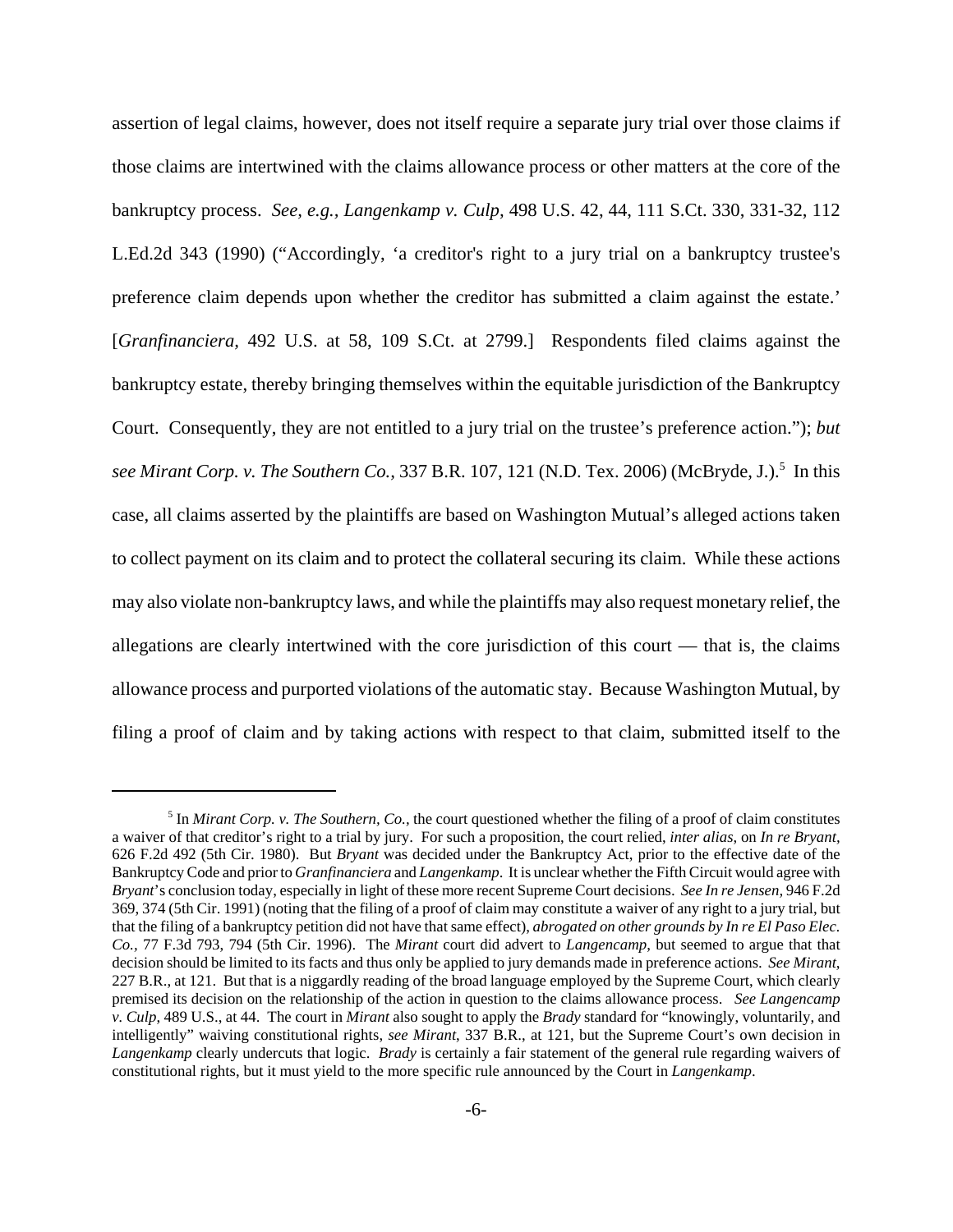assertion of legal claims, however, does not itself require a separate jury trial over those claims if those claims are intertwined with the claims allowance process or other matters at the core of the bankruptcy process. *See, e.g., Langenkamp v. Culp*, 498 U.S. 42, 44, 111 S.Ct. 330, 331-32, 112 L.Ed.2d 343 (1990) ("Accordingly, 'a creditor's right to a jury trial on a bankruptcy trustee's preference claim depends upon whether the creditor has submitted a claim against the estate.' [*Granfinanciera*, 492 U.S. at 58, 109 S.Ct. at 2799.] Respondents filed claims against the bankruptcy estate, thereby bringing themselves within the equitable jurisdiction of the Bankruptcy Court. Consequently, they are not entitled to a jury trial on the trustee's preference action."); *but see Mirant Corp. v. The Southern Co.*, 337 B.R. 107, 121 (N.D. Tex. 2006) (McBryde, J.).[5] In this case, all claims asserted by the plaintiffs are based on Washington Mutual's alleged actions taken to collect payment on its claim and to protect the collateral securing its claim. While these actions may also violate non-bankruptcy laws, and while the plaintiffs may also request monetary relief, the allegations are clearly intertwined with the core jurisdiction of this court — that is, the claims allowance process and purported violations of the automatic stay. Because Washington Mutual, by filing a proof of claim and by taking actions with respect to that claim, submitted itself to the

[5] In *Mirant Corp. v. The Southern, Co.*, the court questioned whether the filing of a proof of claim constitutes a waiver of that creditor's right to a trial by jury. For such a proposition, the court relied, *inter alias*, on *In re Bryant*, 626 F.2d 492 (5th Cir. 1980). But *Bryant* was decided under the Bankruptcy Act, prior to the effective date of the Bankruptcy Code and prior to *Granfinanciera* and *Langenkamp*. It is unclear whether the Fifth Circuit would agree with *Bryant*'s conclusion today, especially in light of these more recent Supreme Court decisions. *See In re Jensen*, 946 F.2d 369, 374 (5th Cir. 1991) (noting that the filing of a proof of claim may constitute a waiver of any right to a jury trial, but that the filing of a bankruptcy petition did not have that same effect), *abrogated on other grounds by In re El Paso Elec. Co.*, 77 F.3d 793, 794 (5th Cir. 1996). The *Mirant* court did advert to *Langencamp*, but seemed to argue that that decision should be limited to its facts and thus only be applied to jury demands made in preference actions. *See Mirant*, 227 B.R., at 121. But that is a niggardly reading of the broad language employed by the Supreme Court, which clearly premised its decision on the relationship of the action in question to the claims allowance process. *See Langencamp v. Culp*, 489 U.S., at 44. The court in *Mirant* also sought to apply the *Brady* standard for "knowingly, voluntarily, and intelligently" waiving constitutional rights, *see Mirant*, 337 B.R., at 121, but the Supreme Court's own decision in *Langenkamp* clearly undercuts that logic. *Brady* is certainly a fair statement of the general rule regarding waivers of constitutional rights, but it must yield to the more specific rule announced by the Court in *Langenkamp*.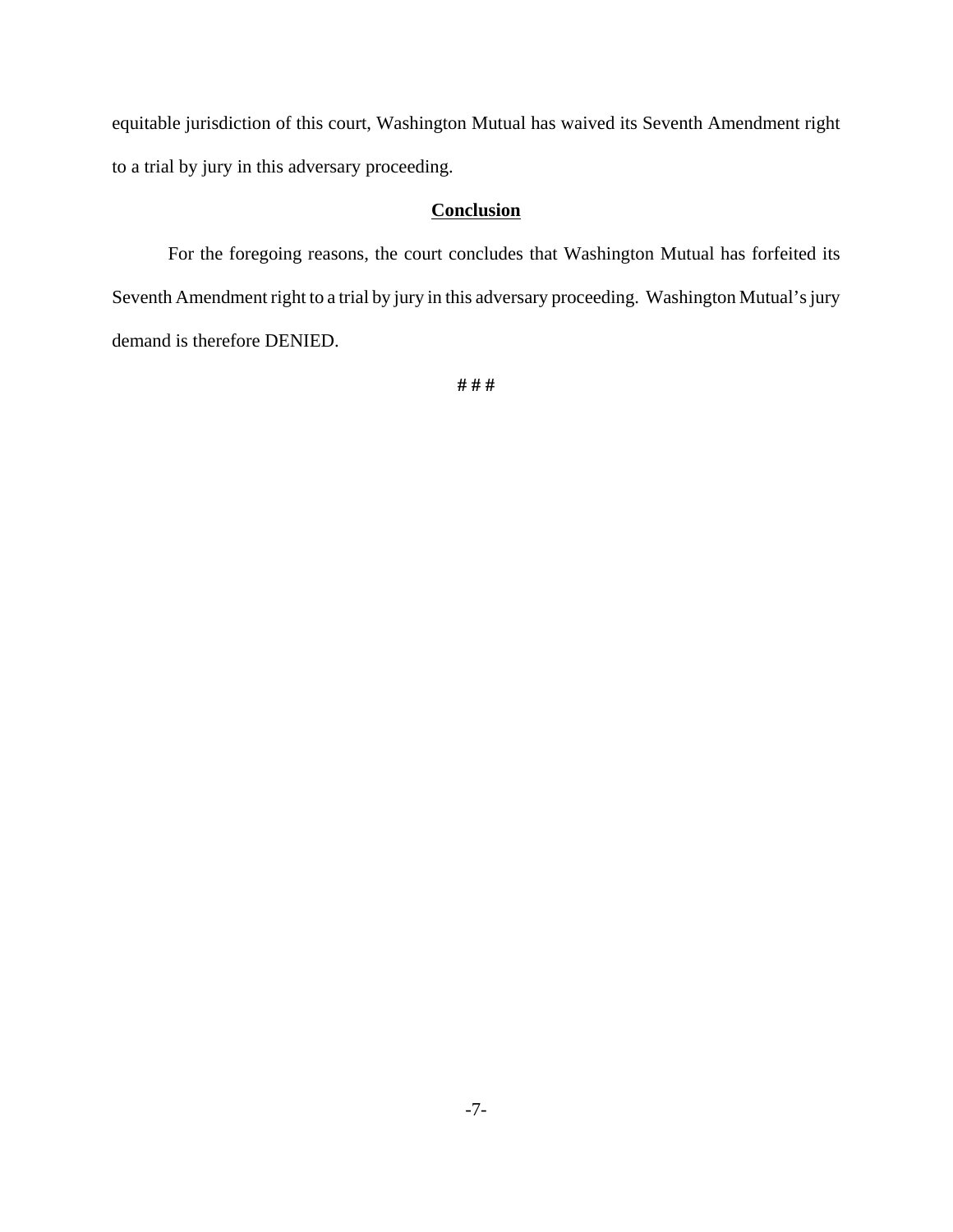equitable jurisdiction of this court, Washington Mutual has waived its Seventh Amendment right to a trial by jury in this adversary proceeding.

## Conclusion

For the foregoing reasons, the court concludes that Washington Mutual has forfeited its Seventh Amendment right to a trial by jury in this adversary proceeding. Washington Mutual's jury demand is therefore DENIED.

# # #